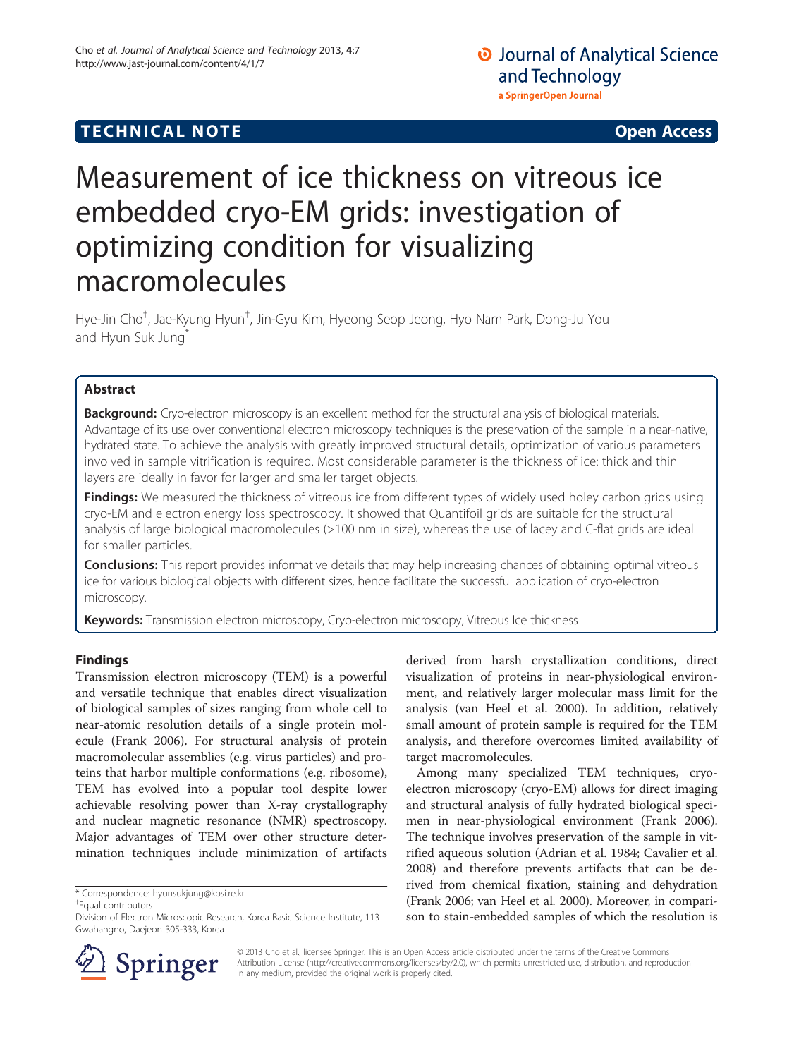TECHNICAL NOTE

Open Access

# Measurement of ice thickness on vitreous ice embedded cryo-EM grids: investigation of optimizing condition for visualizing macromolecules

Hye-Jin Cho[†], Jae-Kyung Hyun[†], Jin-Gyu Kim, Hyeong Seop Jeong, Hyo Nam Park, Dong-Ju You and Hyun Suk Jung[*]

## Abstract

**Background:** Cryo-electron microscopy is an excellent method for the structural analysis of biological materials. Advantage of its use over conventional electron microscopy techniques is the preservation of the sample in a near-native, hydrated state. To achieve the analysis with greatly improved structural details, optimization of various parameters involved in sample vitrification is required. Most considerable parameter is the thickness of ice: thick and thin layers are ideally in favor for larger and smaller target objects.

**Findings:** We measured the thickness of vitreous ice from different types of widely used holey carbon grids using cryo-EM and electron energy loss spectroscopy. It showed that Quantifoil grids are suitable for the structural analysis of large biological macromolecules (>100 nm in size), whereas the use of lacey and C-flat grids are ideal for smaller particles.

**Conclusions:** This report provides informative details that may help increasing chances of obtaining optimal vitreous ice for various biological objects with different sizes, hence facilitate the successful application of cryo-electron microscopy.

**Keywords:** Transmission electron microscopy, Cryo-electron microscopy, Vitreous Ice thickness

## Findings

Transmission electron microscopy (TEM) is a powerful and versatile technique that enables direct visualization of biological samples of sizes ranging from whole cell to near-atomic resolution details of a single protein molecule (Frank 2006). For structural analysis of protein macromolecular assemblies (e.g. virus particles) and proteins that harbor multiple conformations (e.g. ribosome), TEM has evolved into a popular tool despite lower achievable resolving power than X-ray crystallography and nuclear magnetic resonance (NMR) spectroscopy. Major advantages of TEM over other structure determination techniques include minimization of artifacts derived from harsh crystallization conditions, direct visualization of proteins in near-physiological environment, and relatively larger molecular mass limit for the analysis (van Heel et al. 2000). In addition, relatively small amount of protein sample is required for the TEM analysis, and therefore overcomes limited availability of target macromolecules.

Among many specialized TEM techniques, cryo-electron microscopy (cryo-EM) allows for direct imaging and structural analysis of fully hydrated biological specimen in near-physiological environment (Frank 2006). The technique involves preservation of the sample in vitrified aqueous solution (Adrian et al. 1984; Cavalier et al. 2008) and therefore prevents artifacts that can be derived from chemical fixation, staining and dehydration (Frank 2006; van Heel et al. 2000). Moreover, in comparison to stain-embedded samples of which the resolution is

\* Correspondence: hyunsukjung@kbsi.re.kr
[†]Equal contributors
Division of Electron Microscopic Research, Korea Basic Science Institute, 113 Gwahangno, Daejeon 305-333, Korea

© 2013 Cho et al.; licensee Springer. This is an Open Access article distributed under the terms of the Creative Commons Attribution License (http://creativecommons.org/licenses/by/2.0), which permits unrestricted use, distribution, and reproduction in any medium, provided the original work is properly cited.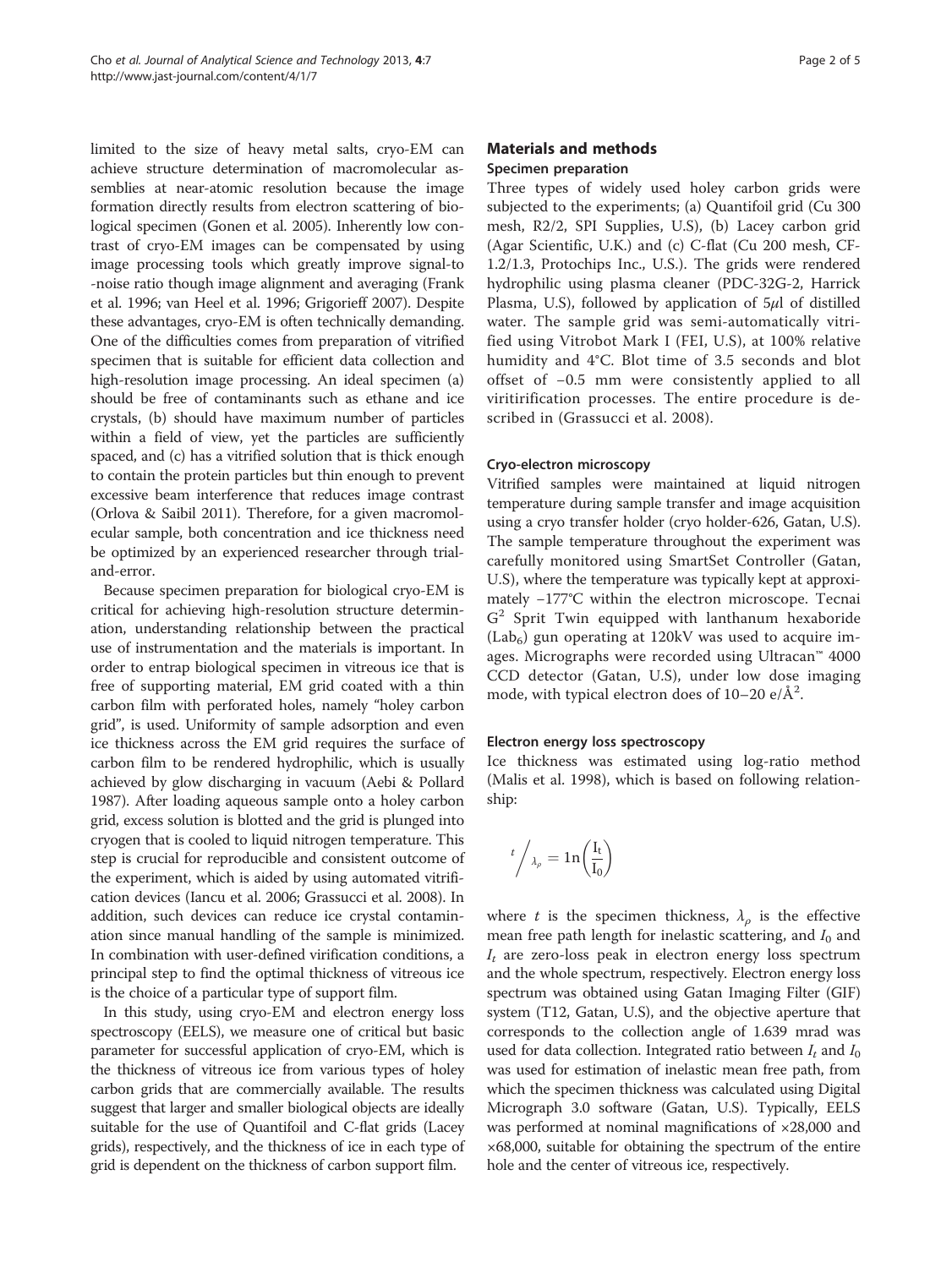limited to the size of heavy metal salts, cryo-EM can achieve structure determination of macromolecular assemblies at near-atomic resolution because the image formation directly results from electron scattering of biological specimen (Gonen et al. 2005). Inherently low contrast of cryo-EM images can be compensated by using image processing tools which greatly improve signal-to -noise ratio though image alignment and averaging (Frank et al. 1996; van Heel et al. 1996; Grigorieff 2007). Despite these advantages, cryo-EM is often technically demanding. One of the difficulties comes from preparation of vitrified specimen that is suitable for efficient data collection and high-resolution image processing. An ideal specimen (a) should be free of contaminants such as ethane and ice crystals, (b) should have maximum number of particles within a field of view, yet the particles are sufficiently spaced, and (c) has a vitrified solution that is thick enough to contain the protein particles but thin enough to prevent excessive beam interference that reduces image contrast (Orlova & Saibil 2011). Therefore, for a given macromolecular sample, both concentration and ice thickness need be optimized by an experienced researcher through trial-and-error.

Because specimen preparation for biological cryo-EM is critical for achieving high-resolution structure determination, understanding relationship between the practical use of instrumentation and the materials is important. In order to entrap biological specimen in vitreous ice that is free of supporting material, EM grid coated with a thin carbon film with perforated holes, namely "holey carbon grid", is used. Uniformity of sample adsorption and even ice thickness across the EM grid requires the surface of carbon film to be rendered hydrophilic, which is usually achieved by glow discharging in vacuum (Aebi & Pollard 1987). After loading aqueous sample onto a holey carbon grid, excess solution is blotted and the grid is plunged into cryogen that is cooled to liquid nitrogen temperature. This step is crucial for reproducible and consistent outcome of the experiment, which is aided by using automated vitrification devices (Iancu et al. 2006; Grassucci et al. 2008). In addition, such devices can reduce ice crystal contamination since manual handling of the sample is minimized. In combination with user-defined virification conditions, a principal step to find the optimal thickness of vitreous ice is the choice of a particular type of support film.

In this study, using cryo-EM and electron energy loss spectroscopy (EELS), we measure one of critical but basic parameter for successful application of cryo-EM, which is the thickness of vitreous ice from various types of holey carbon grids that are commercially available. The results suggest that larger and smaller biological objects are ideally suitable for the use of Quantifoil and C-flat grids (Lacey grids), respectively, and the thickness of ice in each type of grid is dependent on the thickness of carbon support film.

## Materials and methods

### Specimen preparation

Three types of widely used holey carbon grids were subjected to the experiments; (a) Quantifoil grid (Cu 300 mesh, R2/2, SPI Supplies, U.S), (b) Lacey carbon grid (Agar Scientific, U.K.) and (c) C-flat (Cu 200 mesh, CF-1.2/1.3, Protochips Inc., U.S.). The grids were rendered hydrophilic using plasma cleaner (PDC-32G-2, Harrick Plasma, U.S), followed by application of 5$\mu$l of distilled water. The sample grid was semi-automatically vitrified using Vitrobot Mark I (FEI, U.S), at 100% relative humidity and 4°C. Blot time of 3.5 seconds and blot offset of −0.5 mm were consistently applied to all viritirification processes. The entire procedure is described in (Grassucci et al. 2008).

### Cryo-electron microscopy

Vitrified samples were maintained at liquid nitrogen temperature during sample transfer and image acquisition using a cryo transfer holder (cryo holder-626, Gatan, U.S). The sample temperature throughout the experiment was carefully monitored using SmartSet Controller (Gatan, U.S), where the temperature was typically kept at approximately −177°C within the electron microscope. Tecnai $G^2$ Sprit Twin equipped with lanthanum hexaboride ($Lab_6$) gun operating at 120kV was used to acquire images. Micrographs were recorded using Ultracan™ 4000 CCD detector (Gatan, U.S), under low dose imaging mode, with typical electron does of 10–20 e/Å$^2$.

### Electron energy loss spectroscopy

Ice thickness was estimated using log-ratio method (Malis et al. 1998), which is based on following relationship:

$$t/\lambda_\rho = 1n\left(\frac{I_t}{I_0}\right)$$

where $t$ is the specimen thickness, $\lambda_\rho$ is the effective mean free path length for inelastic scattering, and $I_0$ and $I_t$ are zero-loss peak in electron energy loss spectrum and the whole spectrum, respectively. Electron energy loss spectrum was obtained using Gatan Imaging Filter (GIF) system (T12, Gatan, U.S), and the objective aperture that corresponds to the collection angle of 1.639 mrad was used for data collection. Integrated ratio between $I_t$ and $I_0$ was used for estimation of inelastic mean free path, from which the specimen thickness was calculated using Digital Micrograph 3.0 software (Gatan, U.S). Typically, EELS was performed at nominal magnifications of ×28,000 and ×68,000, suitable for obtaining the spectrum of the entire hole and the center of vitreous ice, respectively.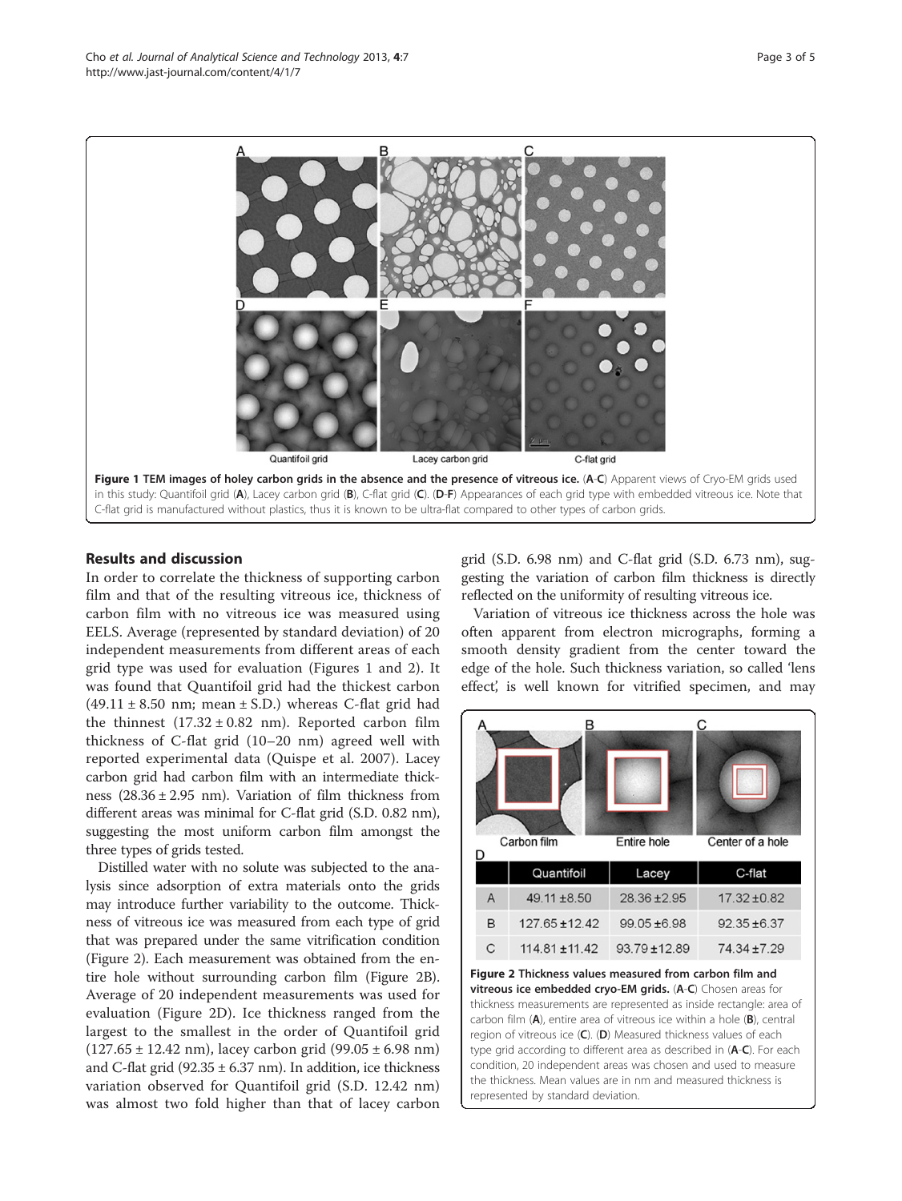Figure 1 **TEM images of holey carbon grids in the absence and the presence of vitreous ice.** (**A**-**C**) Apparent views of Cryo-EM grids used in this study: Quantifoil grid (**A**), Lacey carbon grid (**B**), C-flat grid (**C**). (**D**-**F**) Appearances of each grid type with embedded vitreous ice. Note that C-flat grid is manufactured without plastics, thus it is known to be ultra-flat compared to other types of carbon grids.

## Results and discussion

In order to correlate the thickness of supporting carbon film and that of the resulting vitreous ice, thickness of carbon film with no vitreous ice was measured using EELS. Average (represented by standard deviation) of 20 independent measurements from different areas of each grid type was used for evaluation (Figures 1 and 2). It was found that Quantifoil grid had the thickest carbon (49.11 ± 8.50 nm; mean ± S.D.) whereas C-flat grid had the thinnest (17.32 ± 0.82 nm). Reported carbon film thickness of C-flat grid (10–20 nm) agreed well with reported experimental data (Quispe et al. 2007). Lacey carbon grid had carbon film with an intermediate thickness (28.36 ± 2.95 nm). Variation of film thickness from different areas was minimal for C-flat grid (S.D. 0.82 nm), suggesting the most uniform carbon film amongst the three types of grids tested.

Distilled water with no solute was subjected to the analysis since adsorption of extra materials onto the grids may introduce further variability to the outcome. Thickness of vitreous ice was measured from each type of grid that was prepared under the same vitrification condition (Figure 2). Each measurement was obtained from the entire hole without surrounding carbon film (Figure 2B). Average of 20 independent measurements was used for evaluation (Figure 2D). Ice thickness ranged from the largest to the smallest in the order of Quantifoil grid (127.65 ± 12.42 nm), lacey carbon grid (99.05 ± 6.98 nm) and C-flat grid (92.35 ± 6.37 nm). In addition, ice thickness variation observed for Quantifoil grid (S.D. 12.42 nm) was almost two fold higher than that of lacey carbon grid (S.D. 6.98 nm) and C-flat grid (S.D. 6.73 nm), suggesting the variation of carbon film thickness is directly reflected on the uniformity of resulting vitreous ice.

Variation of vitreous ice thickness across the hole was often apparent from electron micrographs, forming a smooth density gradient from the center toward the edge of the hole. Such thickness variation, so called 'lens effect', is well known for vitrified specimen, and may

| | Quantifoil | Lacey | C-flat |
|---|---|---|---|
| A | 49.11 ±8.50 | 28.36 ±2.95 | 17.32 ±0.82 |
| B | 127.65 ±12.42 | 99.05 ±6.98 | 92.35 ±6.37 |
| C | 114.81 ±11.42 | 93.79 ±12.89 | 74.34 ±7.29 |

Figure 2 **Thickness values measured from carbon film and vitreous ice embedded cryo-EM grids.** (**A**-**C**) Chosen areas for thickness measurements are represented as inside rectangle: area of carbon film (**A**), entire area of vitreous ice within a hole (**B**), central region of vitreous ice (**C**). (**D**) Measured thickness values of each type grid according to different area as described in (**A**-**C**). For each condition, 20 independent areas was chosen and used to measure the thickness. Mean values are in nm and measured thickness is represented by standard deviation.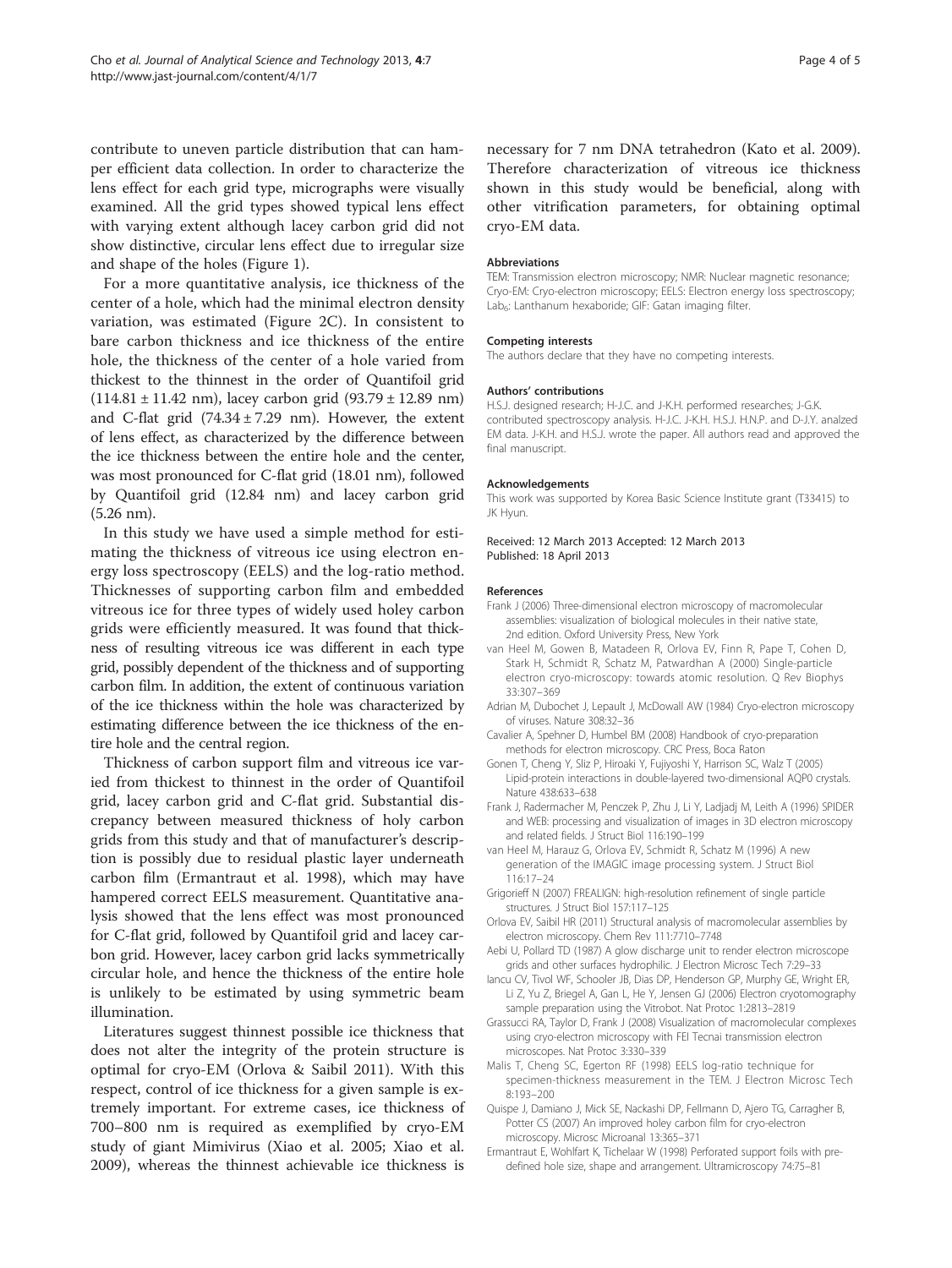contribute to uneven particle distribution that can hamper efficient data collection. In order to characterize the lens effect for each grid type, micrographs were visually examined. All the grid types showed typical lens effect with varying extent although lacey carbon grid did not show distinctive, circular lens effect due to irregular size and shape of the holes (Figure 1).

For a more quantitative analysis, ice thickness of the center of a hole, which had the minimal electron density variation, was estimated (Figure 2C). In consistent to bare carbon thickness and ice thickness of the entire hole, the thickness of the center of a hole varied from thickest to the thinnest in the order of Quantifoil grid ($114.81 \pm 11.42$ nm), lacey carbon grid ($93.79 \pm 12.89$ nm) and C-flat grid ($74.34 \pm 7.29$ nm). However, the extent of lens effect, as characterized by the difference between the ice thickness between the entire hole and the center, was most pronounced for C-flat grid (18.01 nm), followed by Quantifoil grid (12.84 nm) and lacey carbon grid (5.26 nm).

In this study we have used a simple method for estimating the thickness of vitreous ice using electron energy loss spectroscopy (EELS) and the log-ratio method. Thicknesses of supporting carbon film and embedded vitreous ice for three types of widely used holey carbon grids were efficiently measured. It was found that thickness of resulting vitreous ice was different in each type grid, possibly dependent of the thickness and of supporting carbon film. In addition, the extent of continuous variation of the ice thickness within the hole was characterized by estimating difference between the ice thickness of the entire hole and the central region.

Thickness of carbon support film and vitreous ice varied from thickest to thinnest in the order of Quantifoil grid, lacey carbon grid and C-flat grid. Substantial discrepancy between measured thickness of holy carbon grids from this study and that of manufacturer's description is possibly due to residual plastic layer underneath carbon film (Ermantraut et al. 1998), which may have hampered correct EELS measurement. Quantitative analysis showed that the lens effect was most pronounced for C-flat grid, followed by Quantifoil grid and lacey carbon grid. However, lacey carbon grid lacks symmetrically circular hole, and hence the thickness of the entire hole is unlikely to be estimated by using symmetric beam illumination.

Literatures suggest thinnest possible ice thickness that does not alter the integrity of the protein structure is optimal for cryo-EM (Orlova & Saibil 2011). With this respect, control of ice thickness for a given sample is extremely important. For extreme cases, ice thickness of 700–800 nm is required as exemplified by cryo-EM study of giant Mimivirus (Xiao et al. 2005; Xiao et al. 2009), whereas the thinnest achievable ice thickness is necessary for 7 nm DNA tetrahedron (Kato et al. 2009). Therefore characterization of vitreous ice thickness shown in this study would be beneficial, along with other vitrification parameters, for obtaining optimal cryo-EM data.

#### Abbreviations

TEM: Transmission electron microscopy; NMR: Nuclear magnetic resonance; Cryo-EM: Cryo-electron microscopy; EELS: Electron energy loss spectroscopy; $Lab_6$: Lanthanum hexaboride; GIF: Gatan imaging filter.

#### Competing interests

The authors declare that they have no competing interests.

#### Authors' contributions

H.S.J. designed research; H-J.C. and J-K.H. performed researches; J-G.K. contributed spectroscopy analysis. H-J.C. J-K.H. H.S.J. H.N.P. and D-J.Y. analzed EM data. J-K.H. and H.S.J. wrote the paper. All authors read and approved the final manuscript.

#### Acknowledgements

This work was supported by Korea Basic Science Institute grant (T33415) to JK Hyun.

Received: 12 March 2013 Accepted: 12 March 2013
Published: 18 April 2013

#### References

Frank J (2006) Three-dimensional electron microscopy of macromolecular assemblies: visualization of biological molecules in their native state, 2nd edition. Oxford University Press, New York

van Heel M, Gowen B, Matadeen R, Orlova EV, Finn R, Pape T, Cohen D, Stark H, Schmidt R, Schatz M, Patwardhan A (2000) Single-particle electron cryo-microscopy: towards atomic resolution. Q Rev Biophys 33:307–369

Adrian M, Dubochet J, Lepault J, McDowall AW (1984) Cryo-electron microscopy of viruses. Nature 308:32–36

Cavalier A, Spehner D, Humbel BM (2008) Handbook of cryo-preparation methods for electron microscopy. CRC Press, Boca Raton

Gonen T, Cheng Y, Sliz P, Hiroaki Y, Fujiyoshi Y, Harrison SC, Walz T (2005) Lipid-protein interactions in double-layered two-dimensional AQP0 crystals. Nature 438:633–638

Frank J, Radermacher M, Penczek P, Zhu J, Li Y, Ladjadj M, Leith A (1996) SPIDER and WEB: processing and visualization of images in 3D electron microscopy and related fields. J Struct Biol 116:190–199

van Heel M, Harauz G, Orlova EV, Schmidt R, Schatz M (1996) A new generation of the IMAGIC image processing system. J Struct Biol 116:17–24

Grigorieff N (2007) FREALIGN: high-resolution refinement of single particle structures. J Struct Biol 157:117–125

Orlova EV, Saibil HR (2011) Structural analysis of macromolecular assemblies by electron microscopy. Chem Rev 111:7710–7748

Aebi U, Pollard TD (1987) A glow discharge unit to render electron microscope grids and other surfaces hydrophilic. J Electron Microsc Tech 7:29–33

Iancu CV, Tivol WF, Schooler JB, Dias DP, Henderson GP, Murphy GE, Wright ER, Li Z, Yu Z, Briegel A, Gan L, He Y, Jensen GJ (2006) Electron cryotomography sample preparation using the Vitrobot. Nat Protoc 1:2813–2819

Grassucci RA, Taylor D, Frank J (2008) Visualization of macromolecular complexes using cryo-electron microscopy with FEI Tecnai transmission electron microscopes. Nat Protoc 3:330–339

Malis T, Cheng SC, Egerton RF (1998) EELS log-ratio technique for specimen-thickness measurement in the TEM. J Electron Microsc Tech 8:193–200

Quispe J, Damiano J, Mick SE, Nackashi DP, Fellmann D, Ajero TG, Carragher B, Potter CS (2007) An improved holey carbon film for cryo-electron microscopy. Microsc Microanal 13:365–371

Ermantraut E, Wohlfart K, Tichelaar W (1998) Perforated support foils with pre-defined hole size, shape and arrangement. Ultramicroscopy 74:75–81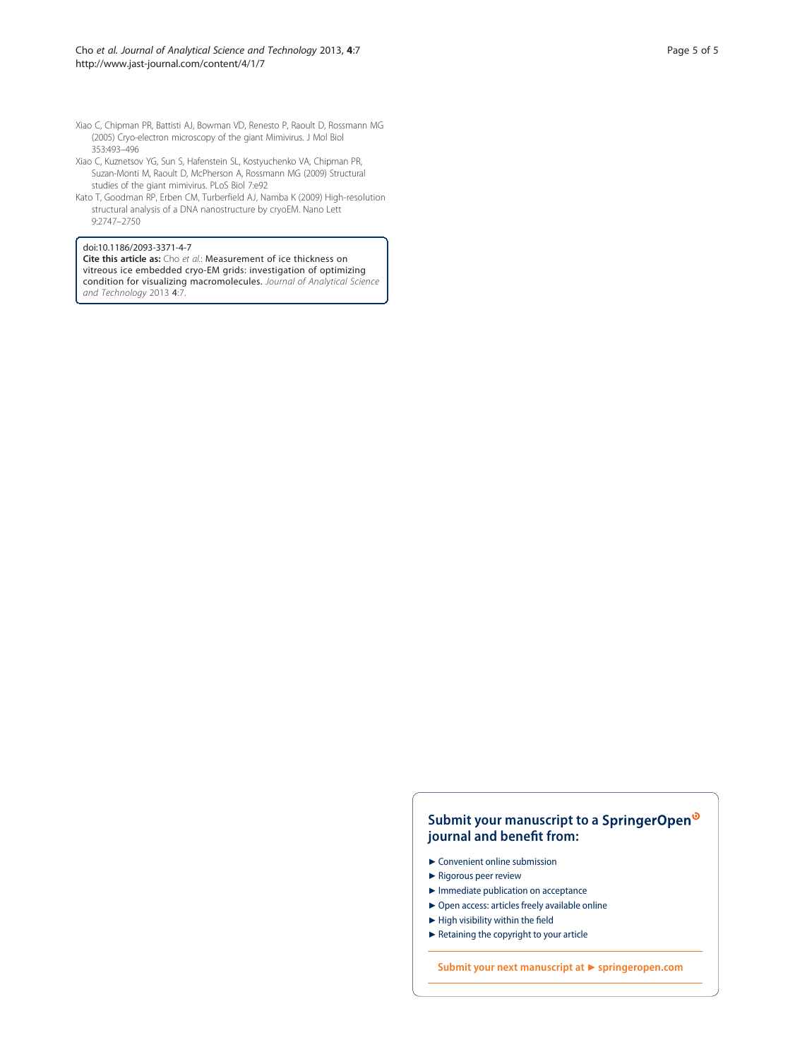Xiao C, Chipman PR, Battisti AJ, Bowman VD, Renesto P, Raoult D, Rossmann MG (2005) Cryo-electron microscopy of the giant Mimivirus. J Mol Biol 353:493–496

Xiao C, Kuznetsov YG, Sun S, Hafenstein SL, Kostyuchenko VA, Chipman PR, Suzan-Monti M, Raoult D, McPherson A, Rossmann MG (2009) Structural studies of the giant mimivirus. PLoS Biol 7:e92

Kato T, Goodman RP, Erben CM, Turberfield AJ, Namba K (2009) High-resolution structural analysis of a DNA nanostructure by cryoEM. Nano Lett 9:2747–2750

doi:10.1186/2093-3371-4-7
**Cite this article as:** Cho *et al.*: Measurement of ice thickness on vitreous ice embedded cryo-EM grids: investigation of optimizing condition for visualizing macromolecules. *Journal of Analytical Science and Technology* 2013 **4**:7.

**Submit your manuscript to a SpringerOpen journal and benefit from:**

- ► Convenient online submission
- ► Rigorous peer review
- ► Immediate publication on acceptance
- ► Open access: articles freely available online
- ► High visibility within the field
- ► Retaining the copyright to your article

**Submit your next manuscript at ► springeropen.com**